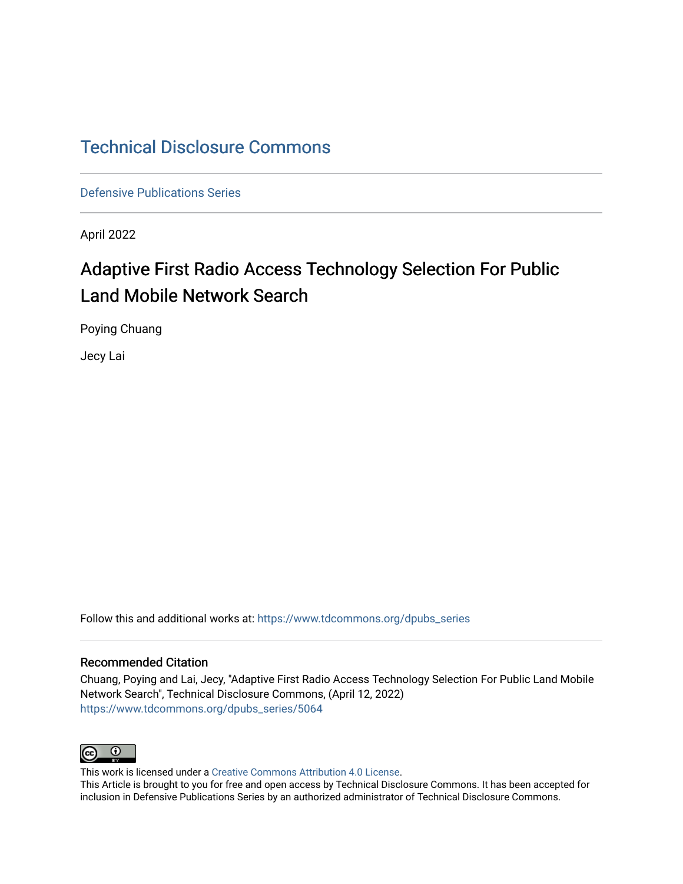# Technical Disclosure Commons

Defensive Publications Series

April 2022

## Adaptive First Radio Access Technology Selection For Public Land Mobile Network Search

Poying Chuang

Jecy Lai

Follow this and additional works at: https://www.tdcommons.org/dpubs_series

### Recommended Citation

Chuang, Poying and Lai, Jecy, "Adaptive First Radio Access Technology Selection For Public Land Mobile Network Search", Technical Disclosure Commons, (April 12, 2022)
https://www.tdcommons.org/dpubs_series/5064

This work is licensed under a Creative Commons Attribution 4.0 License.
This Article is brought to you for free and open access by Technical Disclosure Commons. It has been accepted for inclusion in Defensive Publications Series by an authorized administrator of Technical Disclosure Commons.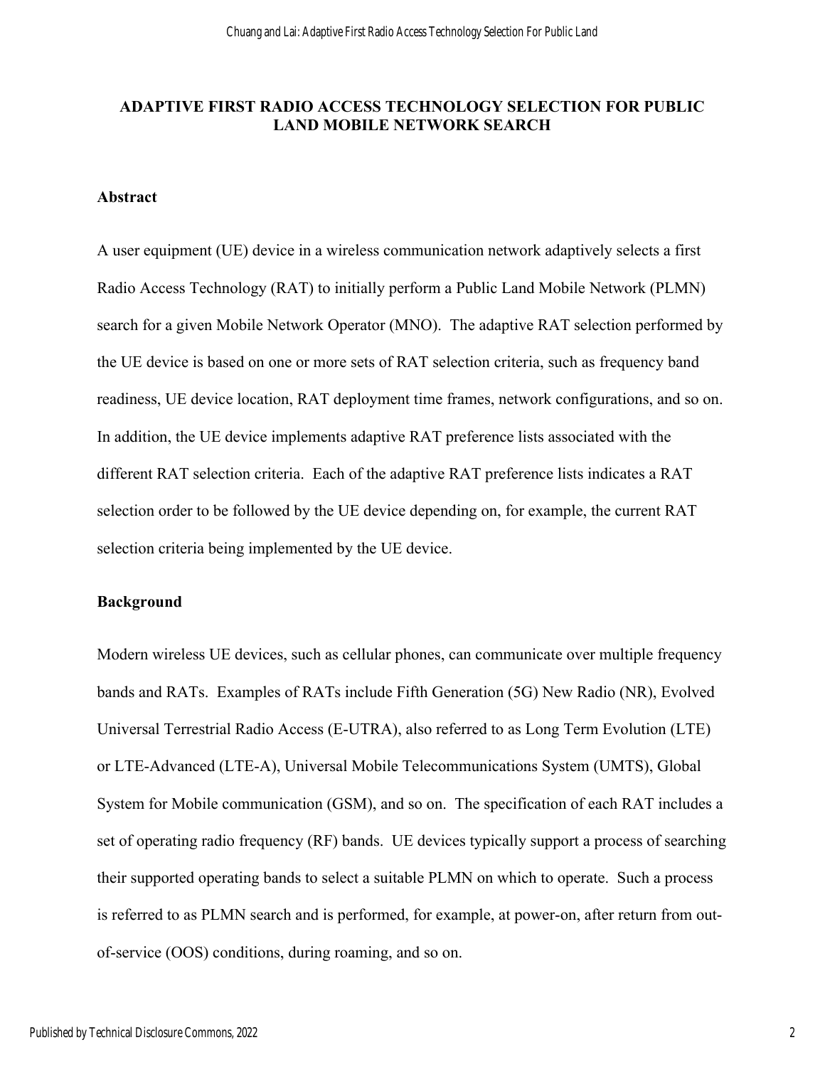# ADAPTIVE FIRST RADIO ACCESS TECHNOLOGY SELECTION FOR PUBLIC LAND MOBILE NETWORK SEARCH

## Abstract

A user equipment (UE) device in a wireless communication network adaptively selects a first Radio Access Technology (RAT) to initially perform a Public Land Mobile Network (PLMN) search for a given Mobile Network Operator (MNO). The adaptive RAT selection performed by the UE device is based on one or more sets of RAT selection criteria, such as frequency band readiness, UE device location, RAT deployment time frames, network configurations, and so on. In addition, the UE device implements adaptive RAT preference lists associated with the different RAT selection criteria. Each of the adaptive RAT preference lists indicates a RAT selection order to be followed by the UE device depending on, for example, the current RAT selection criteria being implemented by the UE device.

## Background

Modern wireless UE devices, such as cellular phones, can communicate over multiple frequency bands and RATs. Examples of RATs include Fifth Generation (5G) New Radio (NR), Evolved Universal Terrestrial Radio Access (E-UTRA), also referred to as Long Term Evolution (LTE) or LTE-Advanced (LTE-A), Universal Mobile Telecommunications System (UMTS), Global System for Mobile communication (GSM), and so on. The specification of each RAT includes a set of operating radio frequency (RF) bands. UE devices typically support a process of searching their supported operating bands to select a suitable PLMN on which to operate. Such a process is referred to as PLMN search and is performed, for example, at power-on, after return from out-of-service (OOS) conditions, during roaming, and so on.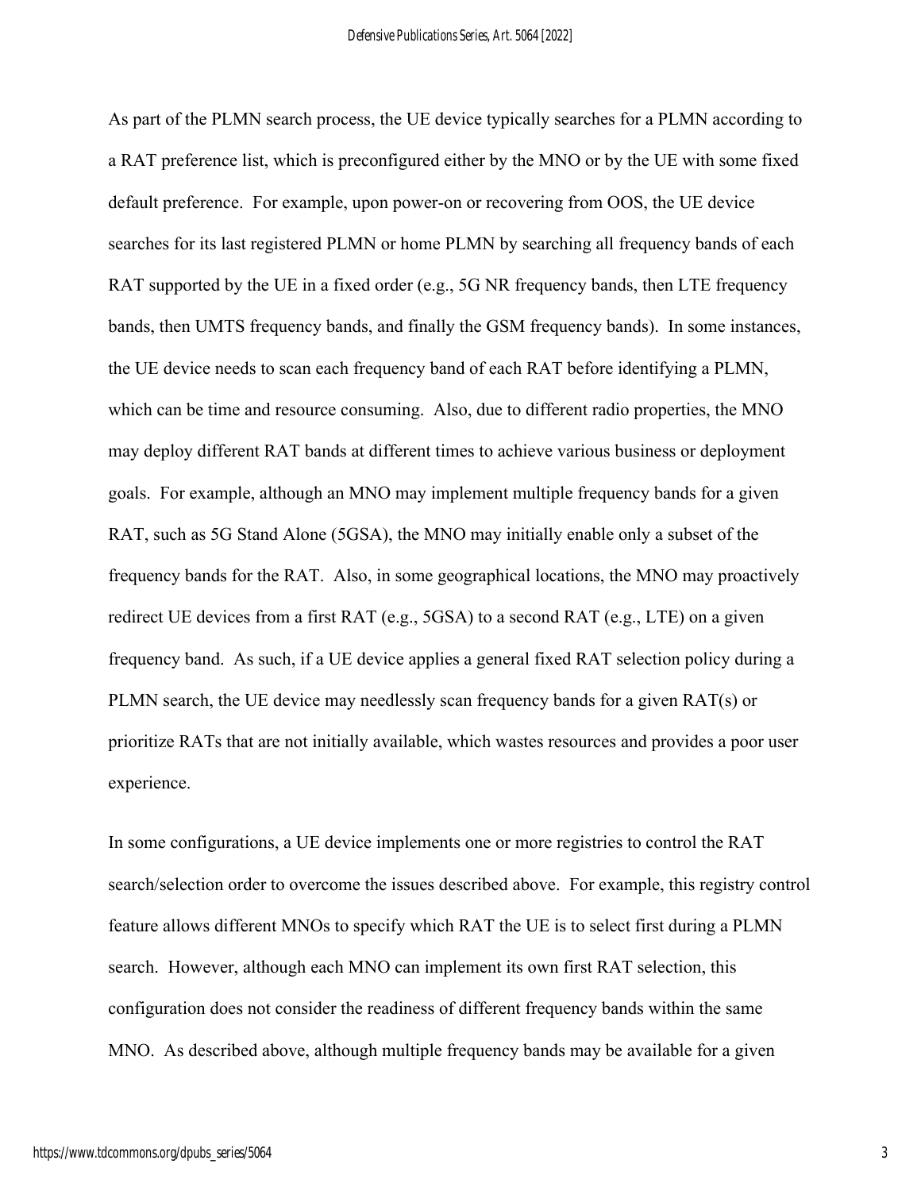As part of the PLMN search process, the UE device typically searches for a PLMN according to a RAT preference list, which is preconfigured either by the MNO or by the UE with some fixed default preference. For example, upon power-on or recovering from OOS, the UE device searches for its last registered PLMN or home PLMN by searching all frequency bands of each RAT supported by the UE in a fixed order (e.g., 5G NR frequency bands, then LTE frequency bands, then UMTS frequency bands, and finally the GSM frequency bands). In some instances, the UE device needs to scan each frequency band of each RAT before identifying a PLMN, which can be time and resource consuming. Also, due to different radio properties, the MNO may deploy different RAT bands at different times to achieve various business or deployment goals. For example, although an MNO may implement multiple frequency bands for a given RAT, such as 5G Stand Alone (5GSA), the MNO may initially enable only a subset of the frequency bands for the RAT. Also, in some geographical locations, the MNO may proactively redirect UE devices from a first RAT (e.g., 5GSA) to a second RAT (e.g., LTE) on a given frequency band. As such, if a UE device applies a general fixed RAT selection policy during a PLMN search, the UE device may needlessly scan frequency bands for a given RAT(s) or prioritize RATs that are not initially available, which wastes resources and provides a poor user experience.

In some configurations, a UE device implements one or more registries to control the RAT search/selection order to overcome the issues described above. For example, this registry control feature allows different MNOs to specify which RAT the UE is to select first during a PLMN search. However, although each MNO can implement its own first RAT selection, this configuration does not consider the readiness of different frequency bands within the same MNO. As described above, although multiple frequency bands may be available for a given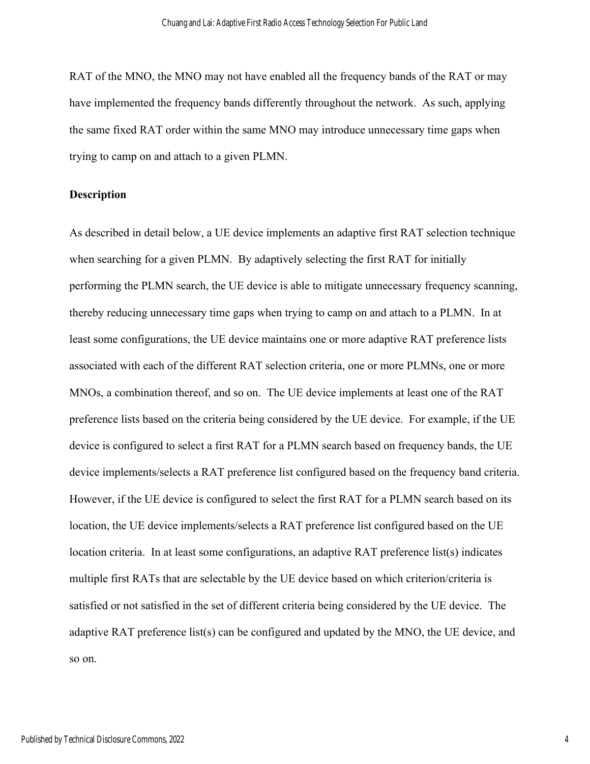RAT of the MNO, the MNO may not have enabled all the frequency bands of the RAT or may have implemented the frequency bands differently throughout the network. As such, applying the same fixed RAT order within the same MNO may introduce unnecessary time gaps when trying to camp on and attach to a given PLMN.

## Description

As described in detail below, a UE device implements an adaptive first RAT selection technique when searching for a given PLMN. By adaptively selecting the first RAT for initially performing the PLMN search, the UE device is able to mitigate unnecessary frequency scanning, thereby reducing unnecessary time gaps when trying to camp on and attach to a PLMN. In at least some configurations, the UE device maintains one or more adaptive RAT preference lists associated with each of the different RAT selection criteria, one or more PLMNs, one or more MNOs, a combination thereof, and so on. The UE device implements at least one of the RAT preference lists based on the criteria being considered by the UE device. For example, if the UE device is configured to select a first RAT for a PLMN search based on frequency bands, the UE device implements/selects a RAT preference list configured based on the frequency band criteria. However, if the UE device is configured to select the first RAT for a PLMN search based on its location, the UE device implements/selects a RAT preference list configured based on the UE location criteria. In at least some configurations, an adaptive RAT preference list(s) indicates multiple first RATs that are selectable by the UE device based on which criterion/criteria is satisfied or not satisfied in the set of different criteria being considered by the UE device. The adaptive RAT preference list(s) can be configured and updated by the MNO, the UE device, and so on.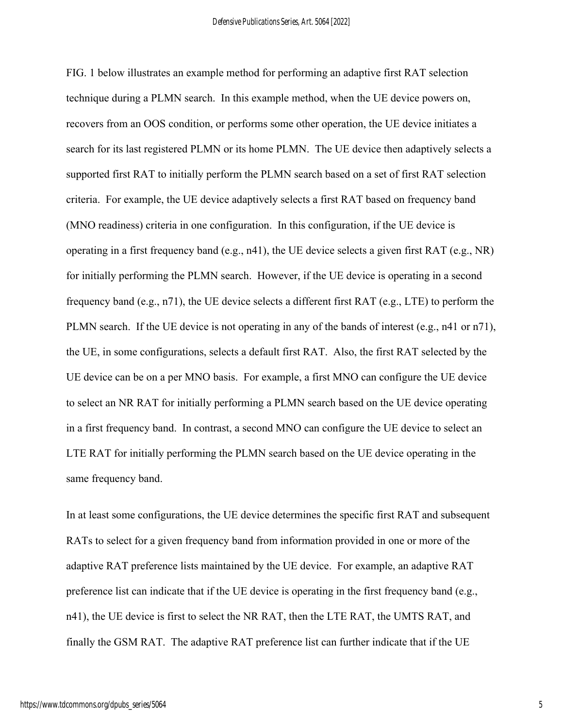FIG. 1 below illustrates an example method for performing an adaptive first RAT selection technique during a PLMN search. In this example method, when the UE device powers on, recovers from an OOS condition, or performs some other operation, the UE device initiates a search for its last registered PLMN or its home PLMN. The UE device then adaptively selects a supported first RAT to initially perform the PLMN search based on a set of first RAT selection criteria. For example, the UE device adaptively selects a first RAT based on frequency band (MNO readiness) criteria in one configuration. In this configuration, if the UE device is operating in a first frequency band (e.g., n41), the UE device selects a given first RAT (e.g., NR) for initially performing the PLMN search. However, if the UE device is operating in a second frequency band (e.g., n71), the UE device selects a different first RAT (e.g., LTE) to perform the PLMN search. If the UE device is not operating in any of the bands of interest (e.g., n41 or n71), the UE, in some configurations, selects a default first RAT. Also, the first RAT selected by the UE device can be on a per MNO basis. For example, a first MNO can configure the UE device to select an NR RAT for initially performing a PLMN search based on the UE device operating in a first frequency band. In contrast, a second MNO can configure the UE device to select an LTE RAT for initially performing the PLMN search based on the UE device operating in the same frequency band.

In at least some configurations, the UE device determines the specific first RAT and subsequent RATs to select for a given frequency band from information provided in one or more of the adaptive RAT preference lists maintained by the UE device. For example, an adaptive RAT preference list can indicate that if the UE device is operating in the first frequency band (e.g., n41), the UE device is first to select the NR RAT, then the LTE RAT, the UMTS RAT, and finally the GSM RAT. The adaptive RAT preference list can further indicate that if the UE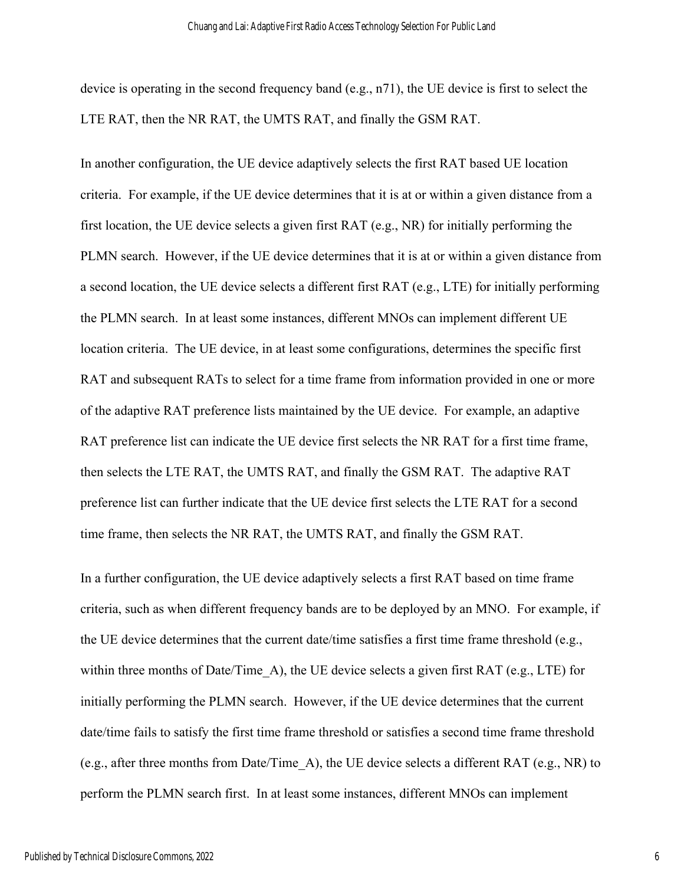device is operating in the second frequency band (e.g., n71), the UE device is first to select the LTE RAT, then the NR RAT, the UMTS RAT, and finally the GSM RAT.

In another configuration, the UE device adaptively selects the first RAT based UE location criteria. For example, if the UE device determines that it is at or within a given distance from a first location, the UE device selects a given first RAT (e.g., NR) for initially performing the PLMN search. However, if the UE device determines that it is at or within a given distance from a second location, the UE device selects a different first RAT (e.g., LTE) for initially performing the PLMN search. In at least some instances, different MNOs can implement different UE location criteria. The UE device, in at least some configurations, determines the specific first RAT and subsequent RATs to select for a time frame from information provided in one or more of the adaptive RAT preference lists maintained by the UE device. For example, an adaptive RAT preference list can indicate the UE device first selects the NR RAT for a first time frame, then selects the LTE RAT, the UMTS RAT, and finally the GSM RAT. The adaptive RAT preference list can further indicate that the UE device first selects the LTE RAT for a second time frame, then selects the NR RAT, the UMTS RAT, and finally the GSM RAT.

In a further configuration, the UE device adaptively selects a first RAT based on time frame criteria, such as when different frequency bands are to be deployed by an MNO. For example, if the UE device determines that the current date/time satisfies a first time frame threshold (e.g., within three months of Date/Time_A), the UE device selects a given first RAT (e.g., LTE) for initially performing the PLMN search. However, if the UE device determines that the current date/time fails to satisfy the first time frame threshold or satisfies a second time frame threshold (e.g., after three months from Date/Time_A), the UE device selects a different RAT (e.g., NR) to perform the PLMN search first. In at least some instances, different MNOs can implement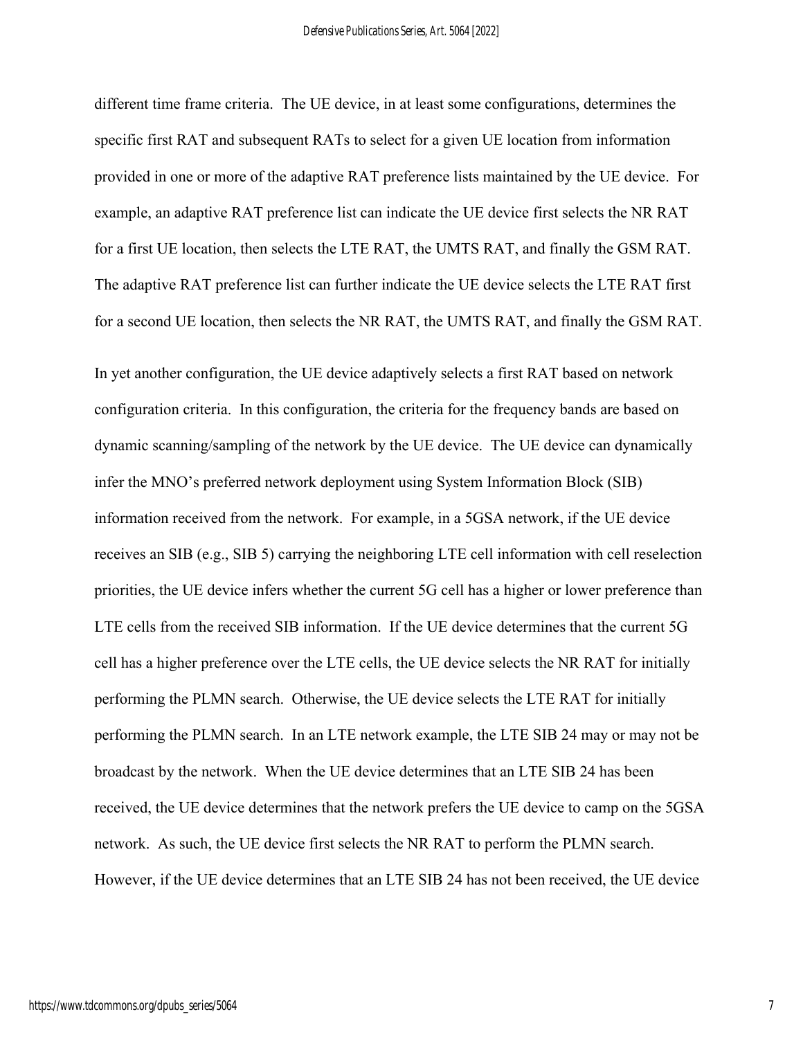different time frame criteria. The UE device, in at least some configurations, determines the specific first RAT and subsequent RATs to select for a given UE location from information provided in one or more of the adaptive RAT preference lists maintained by the UE device. For example, an adaptive RAT preference list can indicate the UE device first selects the NR RAT for a first UE location, then selects the LTE RAT, the UMTS RAT, and finally the GSM RAT. The adaptive RAT preference list can further indicate the UE device selects the LTE RAT first for a second UE location, then selects the NR RAT, the UMTS RAT, and finally the GSM RAT.

In yet another configuration, the UE device adaptively selects a first RAT based on network configuration criteria. In this configuration, the criteria for the frequency bands are based on dynamic scanning/sampling of the network by the UE device. The UE device can dynamically infer the MNO's preferred network deployment using System Information Block (SIB) information received from the network. For example, in a 5GSA network, if the UE device receives an SIB (e.g., SIB 5) carrying the neighboring LTE cell information with cell reselection priorities, the UE device infers whether the current 5G cell has a higher or lower preference than LTE cells from the received SIB information. If the UE device determines that the current 5G cell has a higher preference over the LTE cells, the UE device selects the NR RAT for initially performing the PLMN search. Otherwise, the UE device selects the LTE RAT for initially performing the PLMN search. In an LTE network example, the LTE SIB 24 may or may not be broadcast by the network. When the UE device determines that an LTE SIB 24 has been received, the UE device determines that the network prefers the UE device to camp on the 5GSA network. As such, the UE device first selects the NR RAT to perform the PLMN search. However, if the UE device determines that an LTE SIB 24 has not been received, the UE device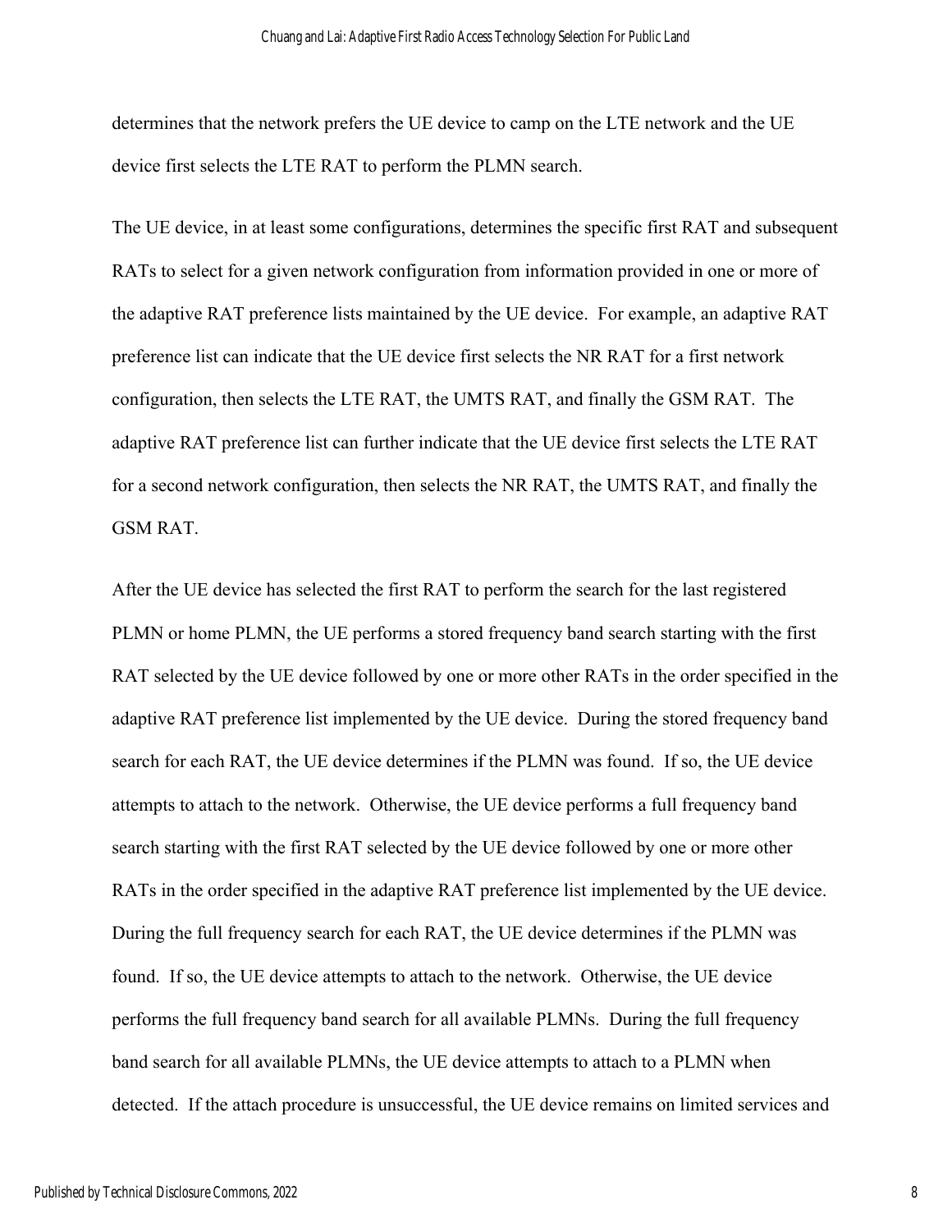determines that the network prefers the UE device to camp on the LTE network and the UE device first selects the LTE RAT to perform the PLMN search.

The UE device, in at least some configurations, determines the specific first RAT and subsequent RATs to select for a given network configuration from information provided in one or more of the adaptive RAT preference lists maintained by the UE device. For example, an adaptive RAT preference list can indicate that the UE device first selects the NR RAT for a first network configuration, then selects the LTE RAT, the UMTS RAT, and finally the GSM RAT. The adaptive RAT preference list can further indicate that the UE device first selects the LTE RAT for a second network configuration, then selects the NR RAT, the UMTS RAT, and finally the GSM RAT.

After the UE device has selected the first RAT to perform the search for the last registered PLMN or home PLMN, the UE performs a stored frequency band search starting with the first RAT selected by the UE device followed by one or more other RATs in the order specified in the adaptive RAT preference list implemented by the UE device. During the stored frequency band search for each RAT, the UE device determines if the PLMN was found. If so, the UE device attempts to attach to the network. Otherwise, the UE device performs a full frequency band search starting with the first RAT selected by the UE device followed by one or more other RATs in the order specified in the adaptive RAT preference list implemented by the UE device. During the full frequency search for each RAT, the UE device determines if the PLMN was found. If so, the UE device attempts to attach to the network. Otherwise, the UE device performs the full frequency band search for all available PLMNs. During the full frequency band search for all available PLMNs, the UE device attempts to attach to a PLMN when detected. If the attach procedure is unsuccessful, the UE device remains on limited services and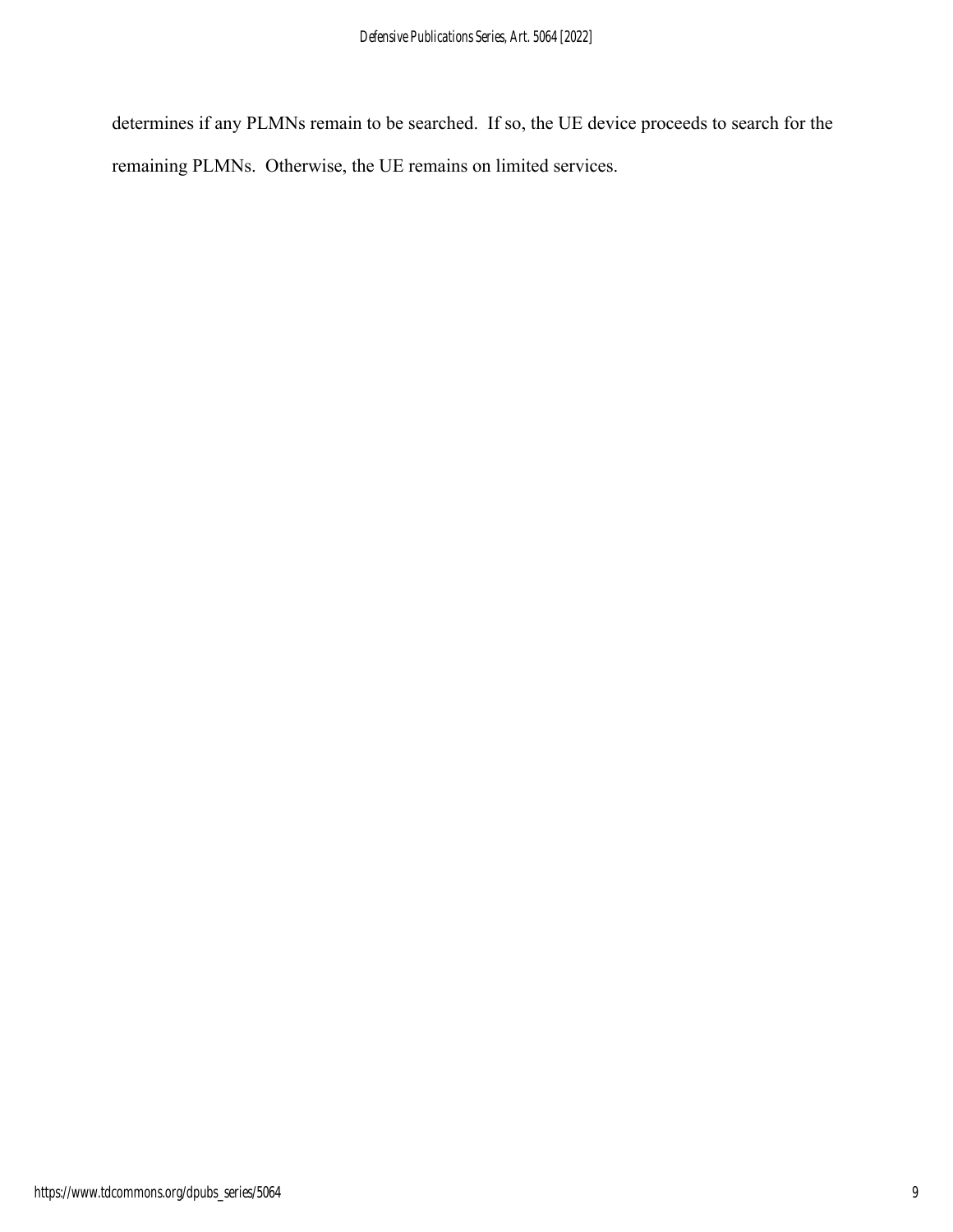determines if any PLMNs remain to be searched. If so, the UE device proceeds to search for the remaining PLMNs. Otherwise, the UE remains on limited services.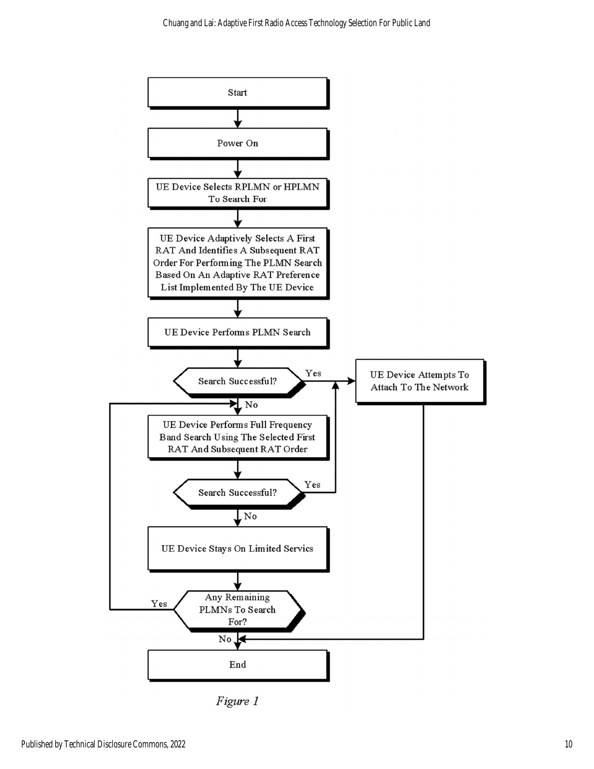Start

Power On

UE Device Selects RPLMN or HPLMN To Search For

UE Device Adaptively Selects A First RAT And Identifies A Subsequent RAT Order For Performing The PLMN Search Based On An Adaptive RAT Preference List Implemented By The UE Device

UE Device Performs PLMN Search

Search Successful?

Yes

UE Device Attempts To Attach To The Network

No

UE Device Performs Full Frequency Band Search Using The Selected First RAT And Subsequent RAT Order

Search Successful?

Yes

No

UE Device Stays On Limited Service

Any Remaining PLMNs To Search For?

Yes

No

End

*Figure 1*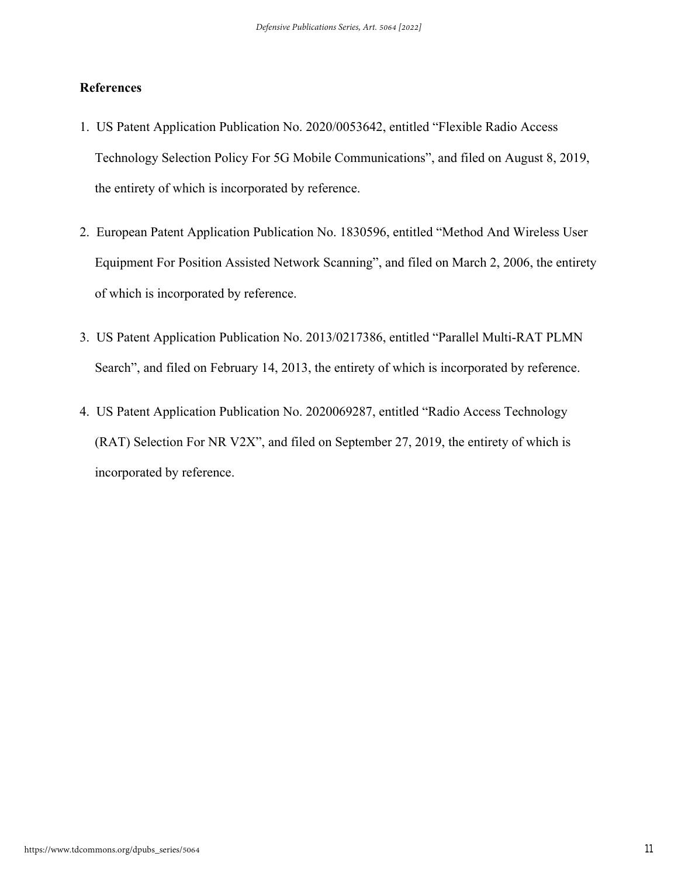## References

1. US Patent Application Publication No. 2020/0053642, entitled "Flexible Radio Access Technology Selection Policy For 5G Mobile Communications", and filed on August 8, 2019, the entirety of which is incorporated by reference.

2. European Patent Application Publication No. 1830596, entitled "Method And Wireless User Equipment For Position Assisted Network Scanning", and filed on March 2, 2006, the entirety of which is incorporated by reference.

3. US Patent Application Publication No. 2013/0217386, entitled "Parallel Multi-RAT PLMN Search", and filed on February 14, 2013, the entirety of which is incorporated by reference.

4. US Patent Application Publication No. 2020069287, entitled "Radio Access Technology (RAT) Selection For NR V2X", and filed on September 27, 2019, the entirety of which is incorporated by reference.